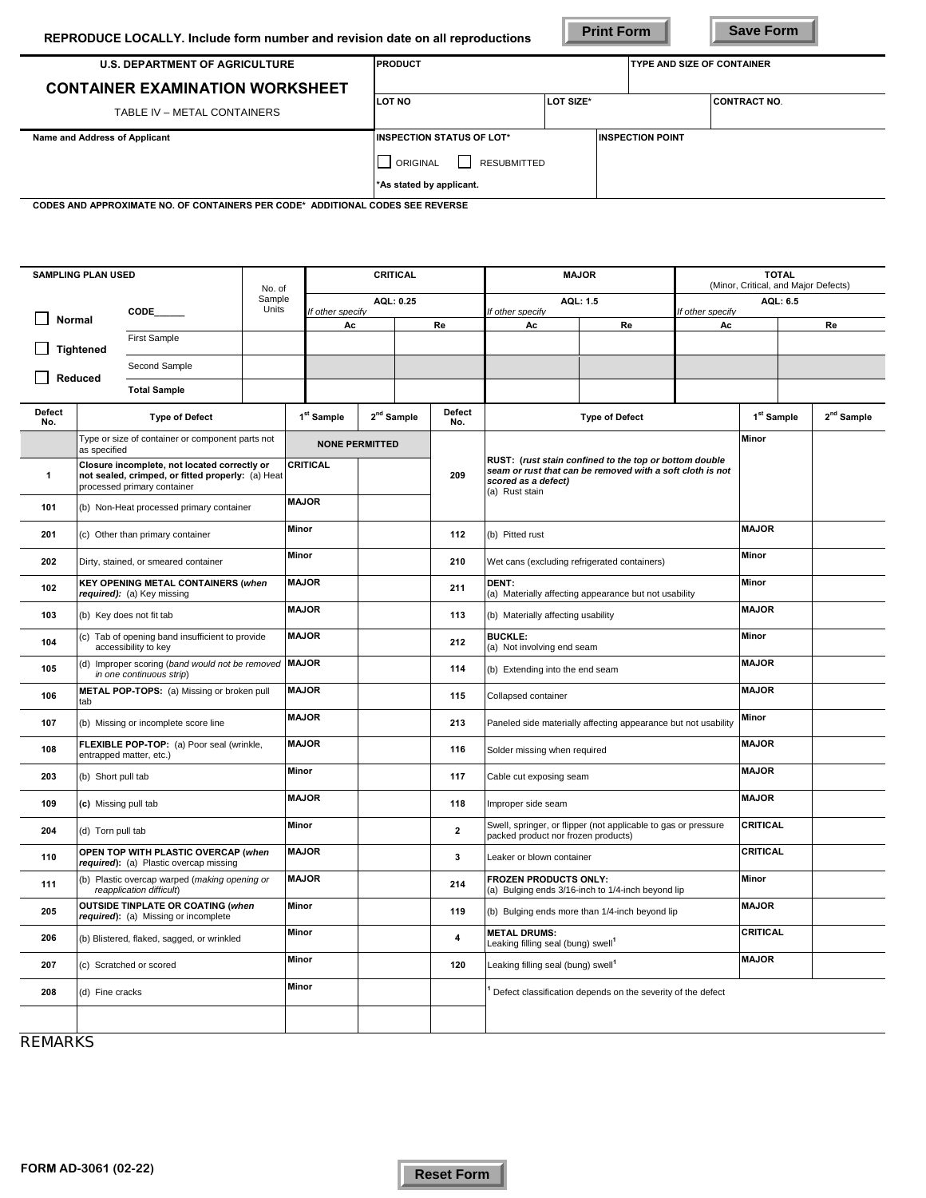REPRODUCE LOCALLY. Include form number and revision date on all reproductions

| U.S. DEPARTMENT OF AGRICULTURE<br>**CONTAINER EXAMINATION WORKSHEET**<br>TABLE IV – METAL CONTAINERS | PRODUCT | | TYPE AND SIZE OF CONTAINER |
|---|---|---|---|
| | LOT NO | LOT SIZE* | CONTRACT NO. |
| Name and Address of Applicant | INSPECTION STATUS OF LOT*<br>☐ ORIGINAL ☐ RESUBMITTED<br>*As stated by applicant. | INSPECTION POINT | |

CODES AND APPROXIMATE NO. OF CONTAINERS PER CODE* ADDITIONAL CODES SEE REVERSE

| SAMPLING PLAN USED | | No. of Sample Units | CRITICAL | | MAJOR | | TOTAL (Minor, Critical, and Major Defects) | |
|---|---|---|---|---|---|---|---|---|
| | | | AQL: 0.25 (If other specify) | | AQL: 1.5 (If other specify) | | AQL: 6.5 (If other specify) | |
| ☐ Normal | CODE______ | | Ac | Re | Ac | Re | Ac | Re |
| ☐ Tightened | First Sample | | | | | | | |
| ☐ Reduced | Second Sample | | | | | | | |
| | Total Sample | | | | | | | |

| Defect No. | Type of Defect | 1st Sample | 2nd Sample | Defect No. | Type of Defect | 1st Sample | 2nd Sample |
|---|---|---|---|---|---|---|---|
| | Type or size of container or component parts not as specified | NONE PERMITTED | | 209 | **RUST:** (*rust stain confined to the top or bottom double seam or rust that can be removed with a soft cloth is not scored as a defect*) (a) Rust stain | Minor | |
| 1 | **Closure incomplete, not located correctly or not sealed, crimped, or fitted properly:** (a) Heat processed primary container | CRITICAL | | | | | |
| 101 | (b) Non-Heat processed primary container | MAJOR | | | | | |
| 201 | (c) Other than primary container | Minor | | 112 | (b) Pitted rust | MAJOR | |
| 202 | Dirty, stained, or smeared container | Minor | | 210 | Wet cans (excluding refrigerated containers) | Minor | |
| 102 | **KEY OPENING METAL CONTAINERS (*when required*):** (a) Key missing | MAJOR | | 211 | **DENT:** (a) Materially affecting appearance but not usability | Minor | |
| 103 | (b) Key does not fit tab | MAJOR | | 113 | (b) Materially affecting usability | MAJOR | |
| 104 | (c) Tab of opening band insufficient to provide accessibility to key | MAJOR | | 212 | **BUCKLE:** (a) Not involving end seam | Minor | |
| 105 | (d) Improper scoring (*band would not be removed in one continuous strip*) | MAJOR | | 114 | (b) Extending into the end seam | MAJOR | |
| 106 | **METAL POP-TOPS:** (a) Missing or broken pull tab | MAJOR | | 115 | Collapsed container | MAJOR | |
| 107 | (b) Missing or incomplete score line | MAJOR | | 213 | Paneled side materially affecting appearance but not usability | Minor | |
| 108 | **FLEXIBLE POP-TOP:** (a) Poor seal (wrinkle, entrapped matter, etc.) | MAJOR | | 116 | Solder missing when required | MAJOR | |
| 203 | (b) Short pull tab | Minor | | 117 | Cable cut exposing seam | MAJOR | |
| 109 | **(c)** Missing pull tab | MAJOR | | 118 | Improper side seam | MAJOR | |
| 204 | (d) Torn pull tab | Minor | | 2 | Swell, springer, or flipper (not applicable to gas or pressure packed product nor frozen products) | CRITICAL | |
| 110 | **OPEN TOP WITH PLASTIC OVERCAP (*when required*):** (a) Plastic overcap missing | MAJOR | | 3 | Leaker or blown container | CRITICAL | |
| 111 | (b) Plastic overcap warped (*making opening or reapplication difficult*) | MAJOR | | 214 | **FROZEN PRODUCTS ONLY:** (a) Bulging ends 3/16-inch to 1/4-inch beyond lip | Minor | |
| 205 | **OUTSIDE TINPLATE OR COATING (*when required*):** (a) Missing or incomplete | Minor | | 119 | (b) Bulging ends more than 1/4-inch beyond lip | MAJOR | |
| 206 | (b) Blistered, flaked, sagged, or wrinkled | Minor | | 4 | **METAL DRUMS:** Leaking filling seal (bung) swell[1] | CRITICAL | |
| 207 | (c) Scratched or scored | Minor | | 120 | Leaking filling seal (bung) swell[1] | MAJOR | |
| 208 | (d) Fine cracks | Minor | | | [1] Defect classification depends on the severity of the defect | | |
| | | | | | | | |

REMARKS

FORM AD-3061 (02-22)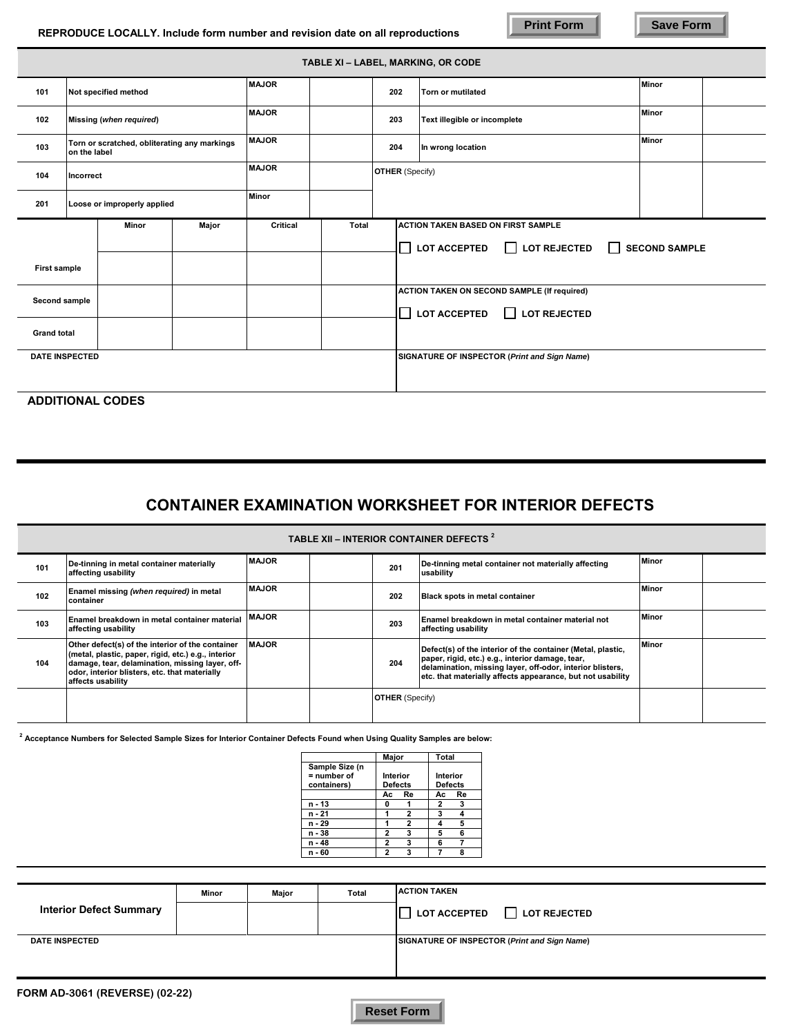REPRODUCE LOCALLY. Include form number and revision date on all reproductions

| TABLE XI – LABEL, MARKING, OR CODE | | | | | | | |
|---|---|---|---|---|---|---|---|
| 101 | Not specified method | MAJOR | | 202 | Torn or mutilated | Minor | |
| 102 | Missing (*when required*) | MAJOR | | 203 | Text illegible or incomplete | Minor | |
| 103 | Torn or scratched, obliterating any markings on the label | MAJOR | | 204 | In wrong location | Minor | |
| 104 | Incorrect | MAJOR | | **OTHER** (Specify) | | | |
| 201 | Loose or improperly applied | Minor | | | | | |

| | Minor | Major | Critical | Total |
|---|---|---|---|---|
| First sample | | | | |
| Second sample | | | | |
| Grand total | | | | |

**ACTION TAKEN BASED ON FIRST SAMPLE**

☐ LOT ACCEPTED ☐ LOT REJECTED ☐ SECOND SAMPLE

**ACTION TAKEN ON SECOND SAMPLE (If required)**

☐ LOT ACCEPTED ☐ LOT REJECTED

**DATE INSPECTED**

**SIGNATURE OF INSPECTOR (*Print and Sign Name*)**

**ADDITIONAL CODES**

# CONTAINER EXAMINATION WORKSHEET FOR INTERIOR DEFECTS

| TABLE XII – INTERIOR CONTAINER DEFECTS [2] | | | | | | | |
|---|---|---|---|---|---|---|---|
| 101 | De-tinning in metal container materially affecting usability | MAJOR | | 201 | De-tinning metal container not materially affecting usability | Minor | |
| 102 | Enamel missing *(when required)* in metal container | MAJOR | | 202 | Black spots in metal container | Minor | |
| 103 | Enamel breakdown in metal container material affecting usability | MAJOR | | 203 | Enamel breakdown in metal container material not affecting usability | Minor | |
| 104 | Other defect(s) of the interior of the container (metal, plastic, paper, rigid, etc.) e.g., interior damage, tear, delamination, missing layer, off-odor, interior blisters, etc. that materially affects usability | MAJOR | | 204 | Defect(s) of the interior of the container (Metal, plastic, paper, rigid, etc.) e.g., interior damage, tear, delamination, missing layer, off-odor, interior blisters, etc. that materially affects appearance, but not usability | Minor | |
| | | | | **OTHER** (Specify) | | | |

[2] Acceptance Numbers for Selected Sample Sizes for Interior Container Defects Found when Using Quality Samples are below:

| Sample Size (n = number of containers) | Major Interior Defects | | Total Interior Defects | |
|---|---|---|---|---|
| | Ac | Re | Ac | Re |
| n - 13 | 0 | 1 | 2 | 3 |
| n - 21 | 1 | 2 | 3 | 4 |
| n - 29 | 1 | 2 | 4 | 5 |
| n - 38 | 2 | 3 | 5 | 6 |
| n - 48 | 2 | 3 | 6 | 7 |
| n - 60 | 2 | 3 | 7 | 8 |

| | Minor | Major | Total |
|---|---|---|---|
| Interior Defect Summary | | | |

**ACTION TAKEN**

☐ LOT ACCEPTED ☐ LOT REJECTED

**DATE INSPECTED**

**SIGNATURE OF INSPECTOR (*Print and Sign Name*)**

FORM AD-3061 (REVERSE) (02-22)